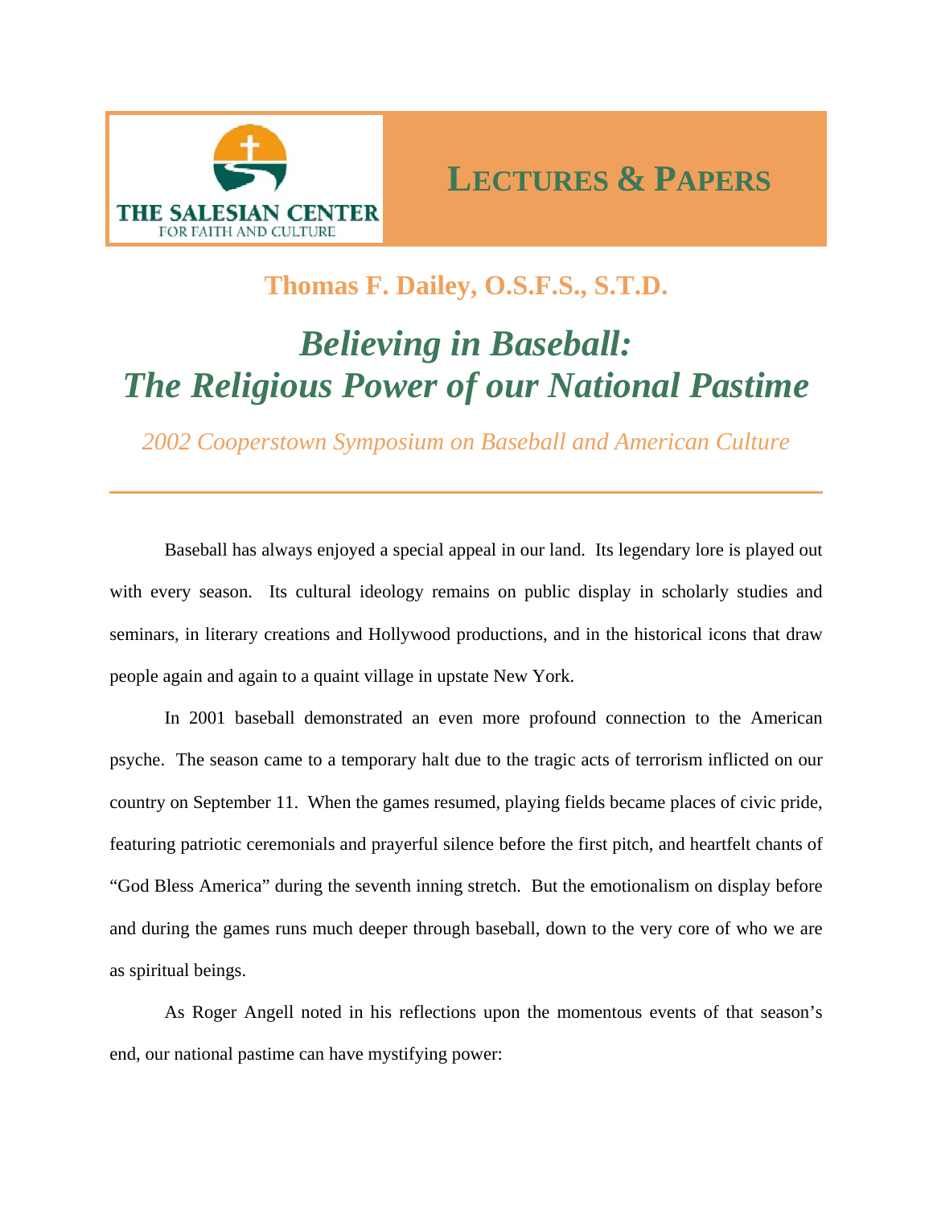THE SALESIAN CENTER
FOR FAITH AND CULTURE

**LECTURES & PAPERS**

**Thomas F. Dailey, O.S.F.S., S.T.D.**

# *Believing in Baseball: The Religious Power of our National Pastime*

*2002 Cooperstown Symposium on Baseball and American Culture*

---

Baseball has always enjoyed a special appeal in our land. Its legendary lore is played out with every season. Its cultural ideology remains on public display in scholarly studies and seminars, in literary creations and Hollywood productions, and in the historical icons that draw people again and again to a quaint village in upstate New York.

In 2001 baseball demonstrated an even more profound connection to the American psyche. The season came to a temporary halt due to the tragic acts of terrorism inflicted on our country on September 11. When the games resumed, playing fields became places of civic pride, featuring patriotic ceremonials and prayerful silence before the first pitch, and heartfelt chants of "God Bless America" during the seventh inning stretch. But the emotionalism on display before and during the games runs much deeper through baseball, down to the very core of who we are as spiritual beings.

As Roger Angell noted in his reflections upon the momentous events of that season's end, our national pastime can have mystifying power: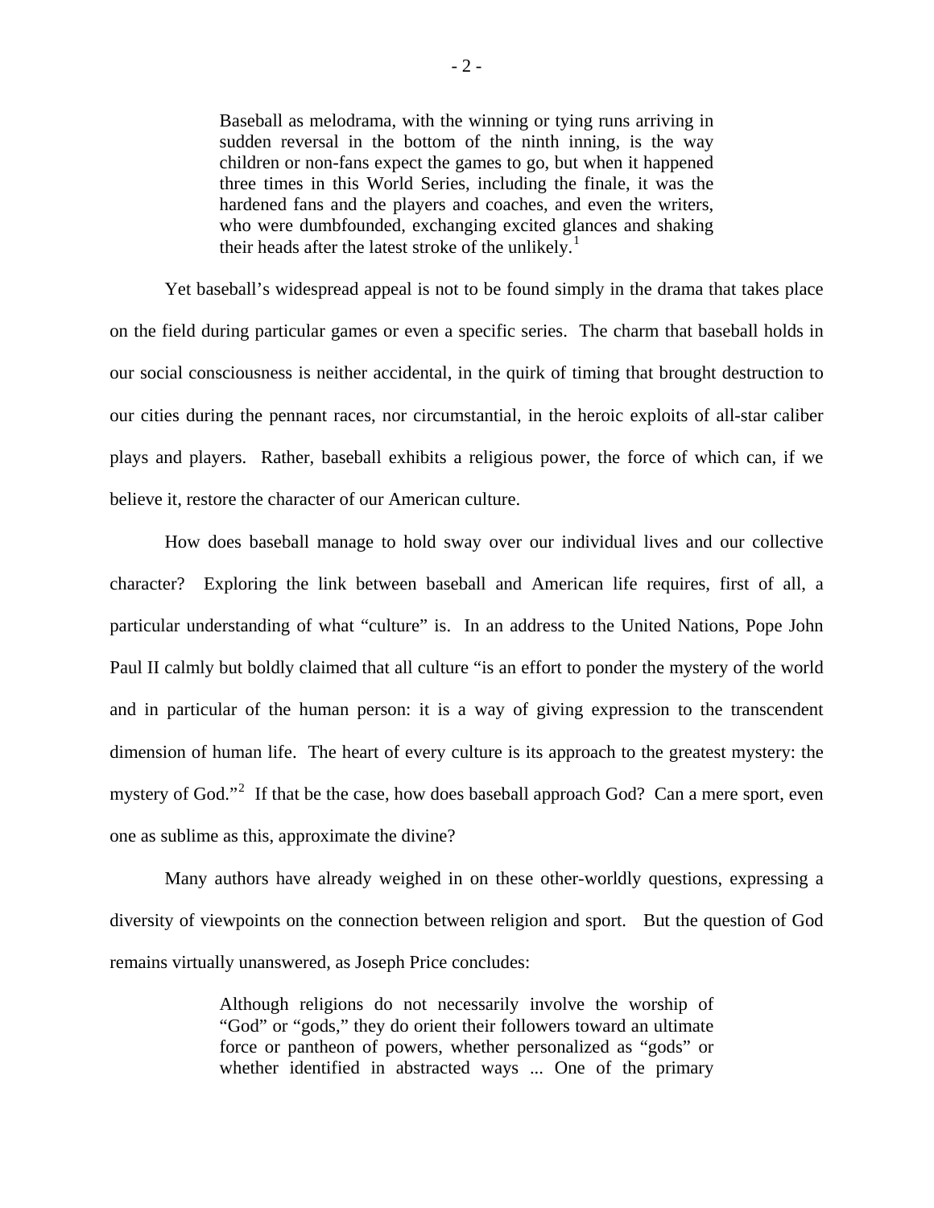> Baseball as melodrama, with the winning or tying runs arriving in sudden reversal in the bottom of the ninth inning, is the way children or non-fans expect the games to go, but when it happened three times in this World Series, including the finale, it was the hardened fans and the players and coaches, and even the writers, who were dumbfounded, exchanging excited glances and shaking their heads after the latest stroke of the unlikely.[1]

Yet baseball's widespread appeal is not to be found simply in the drama that takes place on the field during particular games or even a specific series. The charm that baseball holds in our social consciousness is neither accidental, in the quirk of timing that brought destruction to our cities during the pennant races, nor circumstantial, in the heroic exploits of all-star caliber plays and players. Rather, baseball exhibits a religious power, the force of which can, if we believe it, restore the character of our American culture.

How does baseball manage to hold sway over our individual lives and our collective character? Exploring the link between baseball and American life requires, first of all, a particular understanding of what "culture" is. In an address to the United Nations, Pope John Paul II calmly but boldly claimed that all culture "is an effort to ponder the mystery of the world and in particular of the human person: it is a way of giving expression to the transcendent dimension of human life. The heart of every culture is its approach to the greatest mystery: the mystery of God."[2] If that be the case, how does baseball approach God? Can a mere sport, even one as sublime as this, approximate the divine?

Many authors have already weighed in on these other-worldly questions, expressing a diversity of viewpoints on the connection between religion and sport. But the question of God remains virtually unanswered, as Joseph Price concludes:

> Although religions do not necessarily involve the worship of "God" or "gods," they do orient their followers toward an ultimate force or pantheon of powers, whether personalized as "gods" or whether identified in abstracted ways ... One of the primary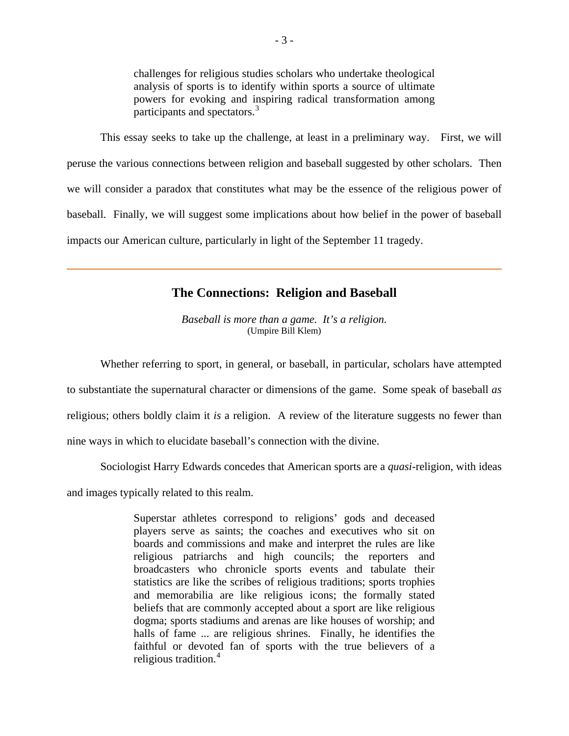> challenges for religious studies scholars who undertake theological analysis of sports is to identify within sports a source of ultimate powers for evoking and inspiring radical transformation among participants and spectators.[3]

This essay seeks to take up the challenge, at least in a preliminary way. First, we will peruse the various connections between religion and baseball suggested by other scholars. Then we will consider a paradox that constitutes what may be the essence of the religious power of baseball. Finally, we will suggest some implications about how belief in the power of baseball impacts our American culture, particularly in light of the September 11 tragedy.

---

## The Connections: Religion and Baseball

*Baseball is more than a game. It's a religion.*
(Umpire Bill Klem)

Whether referring to sport, in general, or baseball, in particular, scholars have attempted to substantiate the supernatural character or dimensions of the game. Some speak of baseball *as* religious; others boldly claim it *is* a religion. A review of the literature suggests no fewer than nine ways in which to elucidate baseball's connection with the divine.

Sociologist Harry Edwards concedes that American sports are a *quasi*-religion, with ideas and images typically related to this realm.

> Superstar athletes correspond to religions' gods and deceased players serve as saints; the coaches and executives who sit on boards and commissions and make and interpret the rules are like religious patriarchs and high councils; the reporters and broadcasters who chronicle sports events and tabulate their statistics are like the scribes of religious traditions; sports trophies and memorabilia are like religious icons; the formally stated beliefs that are commonly accepted about a sport are like religious dogma; sports stadiums and arenas are like houses of worship; and halls of fame ... are religious shrines. Finally, he identifies the faithful or devoted fan of sports with the true believers of a religious tradition.[4]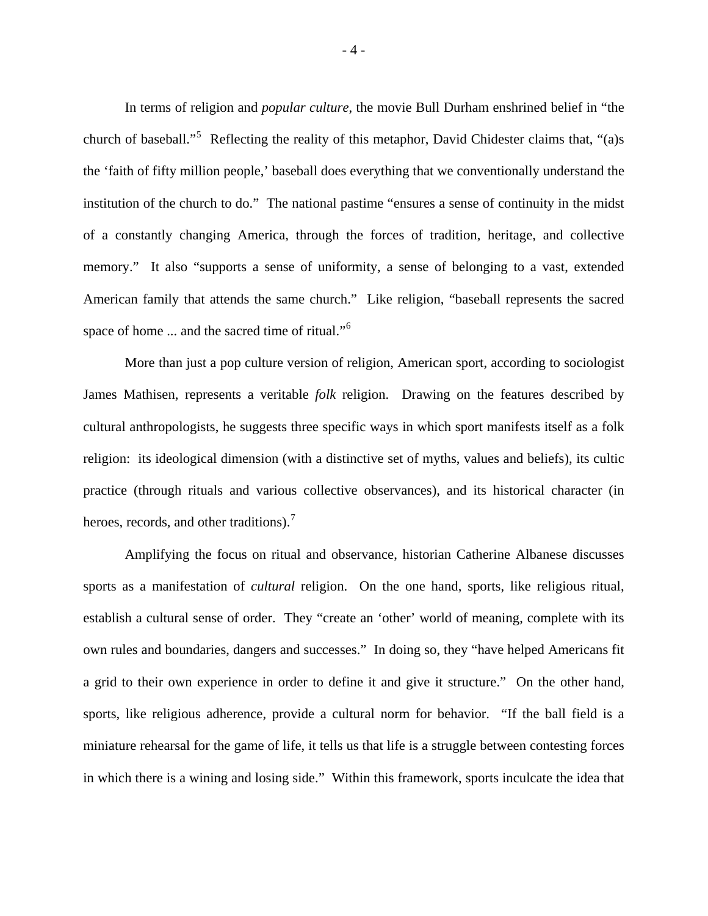In terms of religion and *popular culture*, the movie Bull Durham enshrined belief in "the church of baseball."[5] Reflecting the reality of this metaphor, David Chidester claims that, "(a)s the 'faith of fifty million people,' baseball does everything that we conventionally understand the institution of the church to do." The national pastime "ensures a sense of continuity in the midst of a constantly changing America, through the forces of tradition, heritage, and collective memory." It also "supports a sense of uniformity, a sense of belonging to a vast, extended American family that attends the same church." Like religion, "baseball represents the sacred space of home ... and the sacred time of ritual."[6]

More than just a pop culture version of religion, American sport, according to sociologist James Mathisen, represents a veritable *folk* religion. Drawing on the features described by cultural anthropologists, he suggests three specific ways in which sport manifests itself as a folk religion: its ideological dimension (with a distinctive set of myths, values and beliefs), its cultic practice (through rituals and various collective observances), and its historical character (in heroes, records, and other traditions).[7]

Amplifying the focus on ritual and observance, historian Catherine Albanese discusses sports as a manifestation of *cultural* religion. On the one hand, sports, like religious ritual, establish a cultural sense of order. They "create an 'other' world of meaning, complete with its own rules and boundaries, dangers and successes." In doing so, they "have helped Americans fit a grid to their own experience in order to define it and give it structure." On the other hand, sports, like religious adherence, provide a cultural norm for behavior. "If the ball field is a miniature rehearsal for the game of life, it tells us that life is a struggle between contesting forces in which there is a wining and losing side." Within this framework, sports inculcate the idea that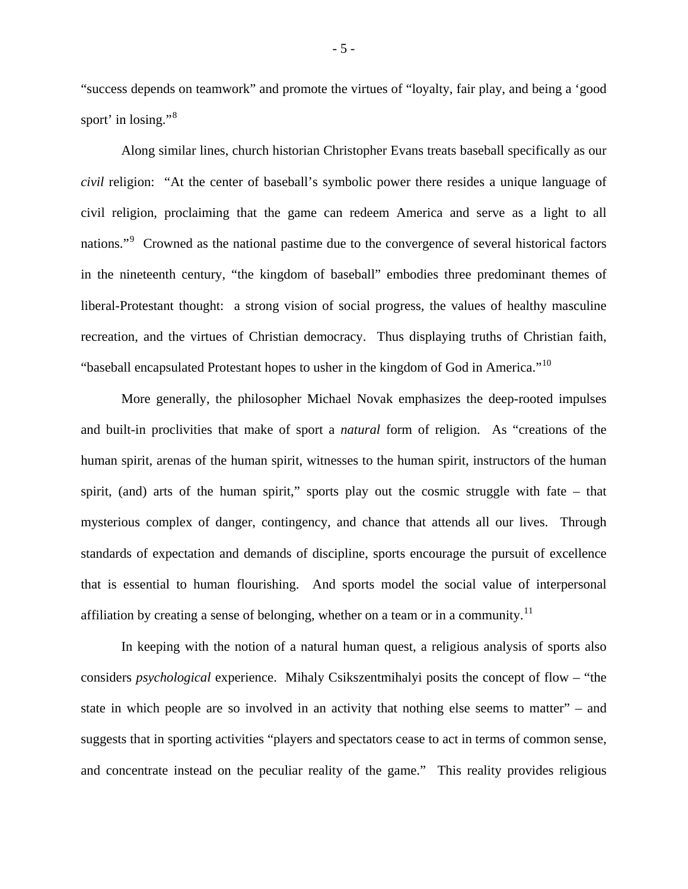"success depends on teamwork" and promote the virtues of "loyalty, fair play, and being a 'good sport' in losing."[8]

Along similar lines, church historian Christopher Evans treats baseball specifically as our *civil* religion: "At the center of baseball's symbolic power there resides a unique language of civil religion, proclaiming that the game can redeem America and serve as a light to all nations."[9] Crowned as the national pastime due to the convergence of several historical factors in the nineteenth century, "the kingdom of baseball" embodies three predominant themes of liberal-Protestant thought: a strong vision of social progress, the values of healthy masculine recreation, and the virtues of Christian democracy. Thus displaying truths of Christian faith, "baseball encapsulated Protestant hopes to usher in the kingdom of God in America."[10]

More generally, the philosopher Michael Novak emphasizes the deep-rooted impulses and built-in proclivities that make of sport a *natural* form of religion. As "creations of the human spirit, arenas of the human spirit, witnesses to the human spirit, instructors of the human spirit, (and) arts of the human spirit," sports play out the cosmic struggle with fate – that mysterious complex of danger, contingency, and chance that attends all our lives. Through standards of expectation and demands of discipline, sports encourage the pursuit of excellence that is essential to human flourishing. And sports model the social value of interpersonal affiliation by creating a sense of belonging, whether on a team or in a community.[11]

In keeping with the notion of a natural human quest, a religious analysis of sports also considers *psychological* experience. Mihaly Csikszentmihalyi posits the concept of flow – "the state in which people are so involved in an activity that nothing else seems to matter" – and suggests that in sporting activities "players and spectators cease to act in terms of common sense, and concentrate instead on the peculiar reality of the game." This reality provides religious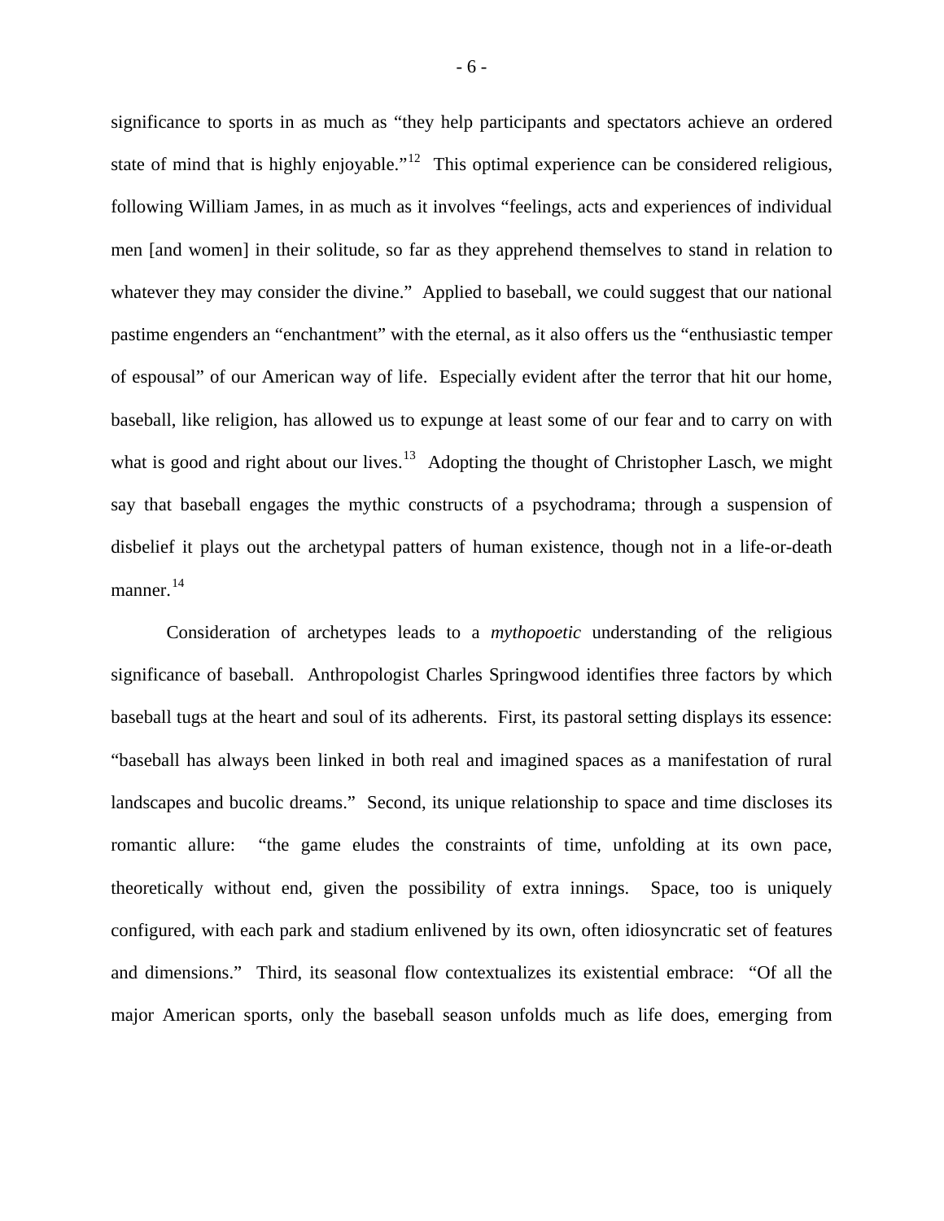significance to sports in as much as "they help participants and spectators achieve an ordered state of mind that is highly enjoyable."[12] This optimal experience can be considered religious, following William James, in as much as it involves "feelings, acts and experiences of individual men [and women] in their solitude, so far as they apprehend themselves to stand in relation to whatever they may consider the divine." Applied to baseball, we could suggest that our national pastime engenders an "enchantment" with the eternal, as it also offers us the "enthusiastic temper of espousal" of our American way of life. Especially evident after the terror that hit our home, baseball, like religion, has allowed us to expunge at least some of our fear and to carry on with what is good and right about our lives.[13] Adopting the thought of Christopher Lasch, we might say that baseball engages the mythic constructs of a psychodrama; through a suspension of disbelief it plays out the archetypal patters of human existence, though not in a life-or-death manner.[14]

Consideration of archetypes leads to a *mythopoetic* understanding of the religious significance of baseball. Anthropologist Charles Springwood identifies three factors by which baseball tugs at the heart and soul of its adherents. First, its pastoral setting displays its essence: "baseball has always been linked in both real and imagined spaces as a manifestation of rural landscapes and bucolic dreams." Second, its unique relationship to space and time discloses its romantic allure: "the game eludes the constraints of time, unfolding at its own pace, theoretically without end, given the possibility of extra innings. Space, too is uniquely configured, with each park and stadium enlivened by its own, often idiosyncratic set of features and dimensions." Third, its seasonal flow contextualizes its existential embrace: "Of all the major American sports, only the baseball season unfolds much as life does, emerging from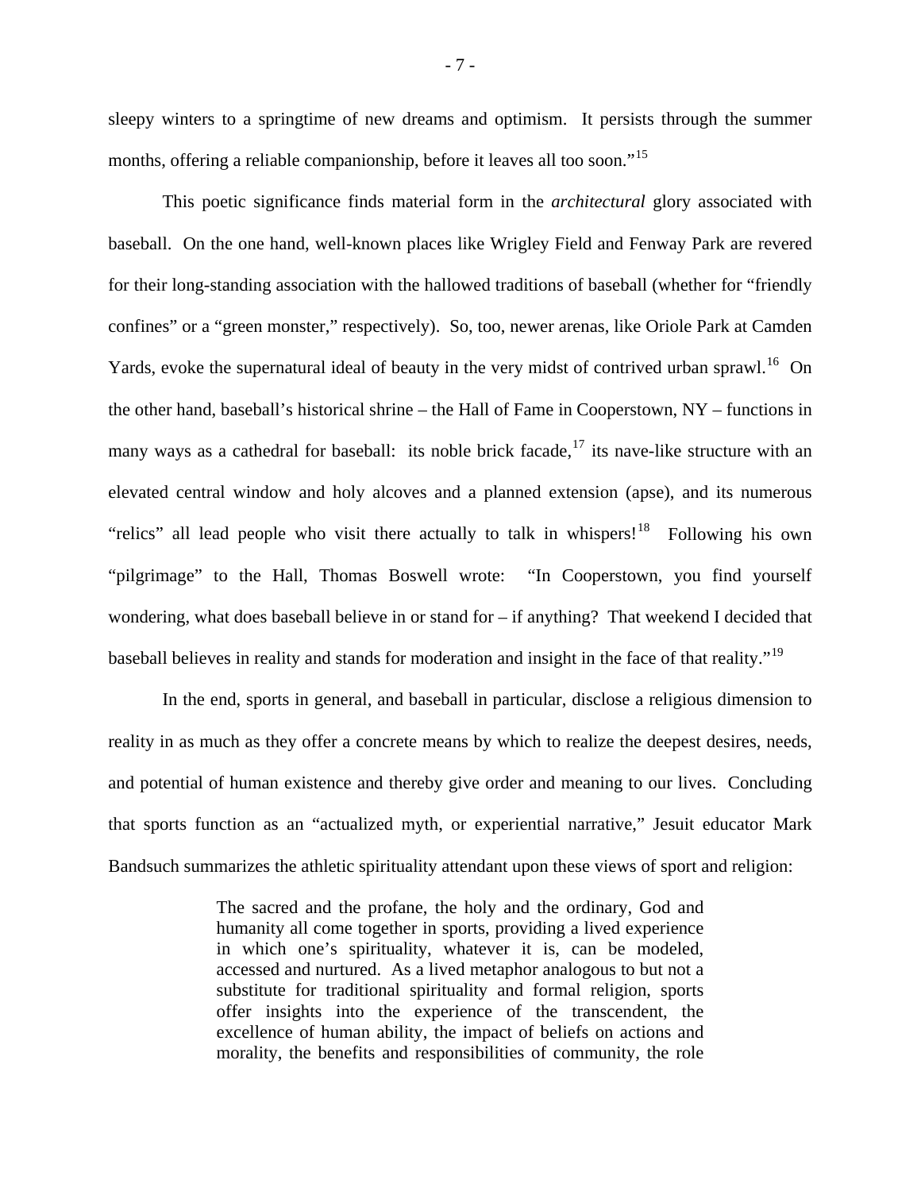sleepy winters to a springtime of new dreams and optimism. It persists through the summer months, offering a reliable companionship, before it leaves all too soon."[15]

This poetic significance finds material form in the *architectural* glory associated with baseball. On the one hand, well-known places like Wrigley Field and Fenway Park are revered for their long-standing association with the hallowed traditions of baseball (whether for "friendly confines" or a "green monster," respectively). So, too, newer arenas, like Oriole Park at Camden Yards, evoke the supernatural ideal of beauty in the very midst of contrived urban sprawl.[16] On the other hand, baseball's historical shrine – the Hall of Fame in Cooperstown, NY – functions in many ways as a cathedral for baseball: its noble brick facade,[17] its nave-like structure with an elevated central window and holy alcoves and a planned extension (apse), and its numerous "relics" all lead people who visit there actually to talk in whispers![18] Following his own "pilgrimage" to the Hall, Thomas Boswell wrote: "In Cooperstown, you find yourself wondering, what does baseball believe in or stand for – if anything? That weekend I decided that baseball believes in reality and stands for moderation and insight in the face of that reality."[19]

In the end, sports in general, and baseball in particular, disclose a religious dimension to reality in as much as they offer a concrete means by which to realize the deepest desires, needs, and potential of human existence and thereby give order and meaning to our lives. Concluding that sports function as an "actualized myth, or experiential narrative," Jesuit educator Mark Bandsuch summarizes the athletic spirituality attendant upon these views of sport and religion:

> The sacred and the profane, the holy and the ordinary, God and humanity all come together in sports, providing a lived experience in which one's spirituality, whatever it is, can be modeled, accessed and nurtured. As a lived metaphor analogous to but not a substitute for traditional spirituality and formal religion, sports offer insights into the experience of the transcendent, the excellence of human ability, the impact of beliefs on actions and morality, the benefits and responsibilities of community, the role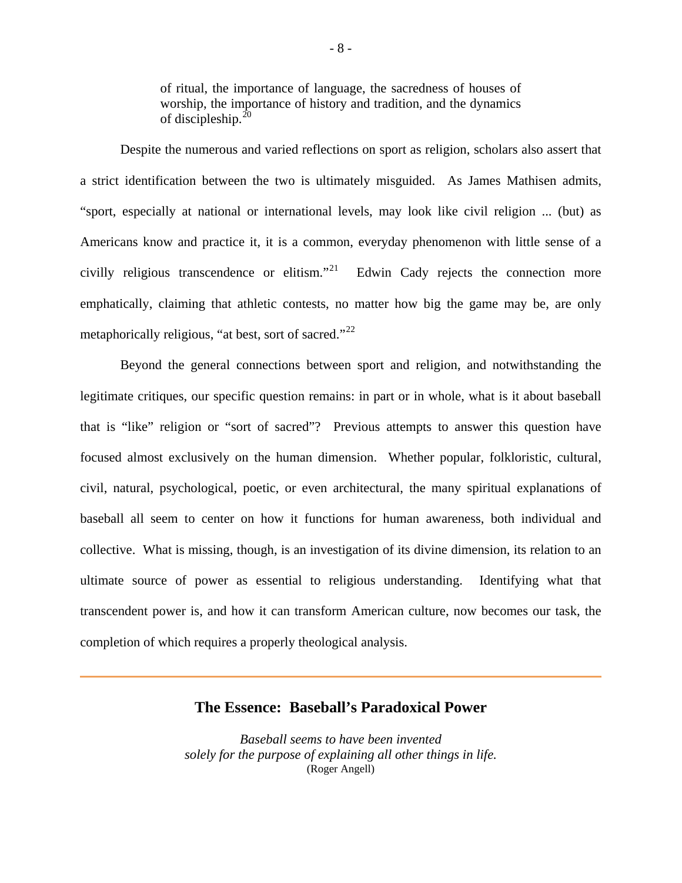> of ritual, the importance of language, the sacredness of houses of worship, the importance of history and tradition, and the dynamics of discipleship.[20]

Despite the numerous and varied reflections on sport as religion, scholars also assert that a strict identification between the two is ultimately misguided. As James Mathisen admits, "sport, especially at national or international levels, may look like civil religion ... (but) as Americans know and practice it, it is a common, everyday phenomenon with little sense of a civilly religious transcendence or elitism."[21] Edwin Cady rejects the connection more emphatically, claiming that athletic contests, no matter how big the game may be, are only metaphorically religious, "at best, sort of sacred."[22]

Beyond the general connections between sport and religion, and notwithstanding the legitimate critiques, our specific question remains: in part or in whole, what is it about baseball that is "like" religion or "sort of sacred"? Previous attempts to answer this question have focused almost exclusively on the human dimension. Whether popular, folkloristic, cultural, civil, natural, psychological, poetic, or even architectural, the many spiritual explanations of baseball all seem to center on how it functions for human awareness, both individual and collective. What is missing, though, is an investigation of its divine dimension, its relation to an ultimate source of power as essential to religious understanding. Identifying what that transcendent power is, and how it can transform American culture, now becomes our task, the completion of which requires a properly theological analysis.

---

## The Essence: Baseball's Paradoxical Power

*Baseball seems to have been invented*
*solely for the purpose of explaining all other things in life.*
(Roger Angell)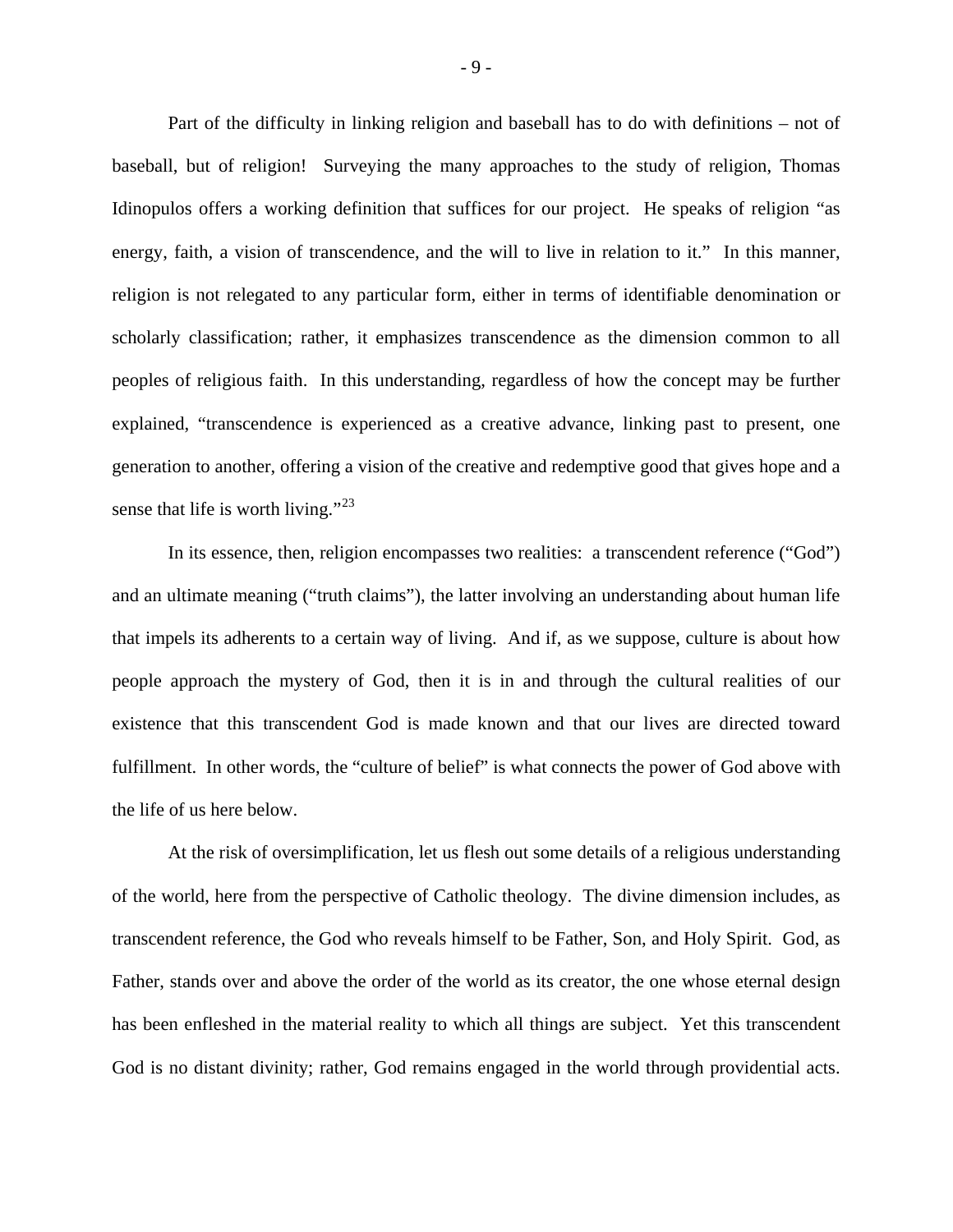Part of the difficulty in linking religion and baseball has to do with definitions – not of baseball, but of religion! Surveying the many approaches to the study of religion, Thomas Idinopulos offers a working definition that suffices for our project. He speaks of religion "as energy, faith, a vision of transcendence, and the will to live in relation to it." In this manner, religion is not relegated to any particular form, either in terms of identifiable denomination or scholarly classification; rather, it emphasizes transcendence as the dimension common to all peoples of religious faith. In this understanding, regardless of how the concept may be further explained, "transcendence is experienced as a creative advance, linking past to present, one generation to another, offering a vision of the creative and redemptive good that gives hope and a sense that life is worth living."[23]

In its essence, then, religion encompasses two realities: a transcendent reference ("God") and an ultimate meaning ("truth claims"), the latter involving an understanding about human life that impels its adherents to a certain way of living. And if, as we suppose, culture is about how people approach the mystery of God, then it is in and through the cultural realities of our existence that this transcendent God is made known and that our lives are directed toward fulfillment. In other words, the "culture of belief" is what connects the power of God above with the life of us here below.

At the risk of oversimplification, let us flesh out some details of a religious understanding of the world, here from the perspective of Catholic theology. The divine dimension includes, as transcendent reference, the God who reveals himself to be Father, Son, and Holy Spirit. God, as Father, stands over and above the order of the world as its creator, the one whose eternal design has been enfleshed in the material reality to which all things are subject. Yet this transcendent God is no distant divinity; rather, God remains engaged in the world through providential acts.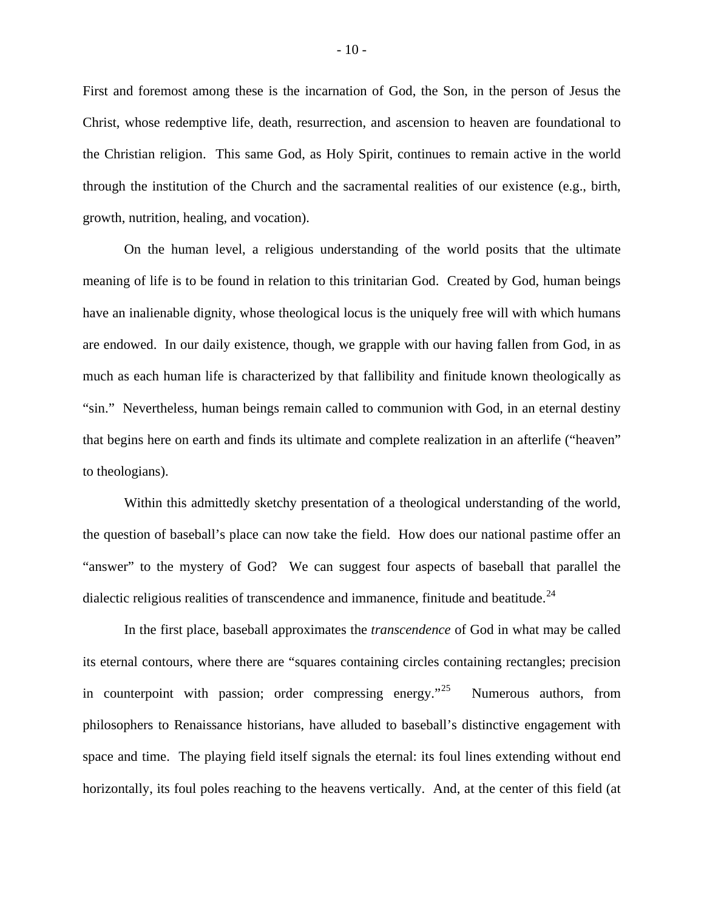First and foremost among these is the incarnation of God, the Son, in the person of Jesus the Christ, whose redemptive life, death, resurrection, and ascension to heaven are foundational to the Christian religion. This same God, as Holy Spirit, continues to remain active in the world through the institution of the Church and the sacramental realities of our existence (e.g., birth, growth, nutrition, healing, and vocation).

On the human level, a religious understanding of the world posits that the ultimate meaning of life is to be found in relation to this trinitarian God. Created by God, human beings have an inalienable dignity, whose theological locus is the uniquely free will with which humans are endowed. In our daily existence, though, we grapple with our having fallen from God, in as much as each human life is characterized by that fallibility and finitude known theologically as "sin." Nevertheless, human beings remain called to communion with God, in an eternal destiny that begins here on earth and finds its ultimate and complete realization in an afterlife ("heaven" to theologians).

Within this admittedly sketchy presentation of a theological understanding of the world, the question of baseball's place can now take the field. How does our national pastime offer an "answer" to the mystery of God? We can suggest four aspects of baseball that parallel the dialectic religious realities of transcendence and immanence, finitude and beatitude.[24]

In the first place, baseball approximates the *transcendence* of God in what may be called its eternal contours, where there are "squares containing circles containing rectangles; precision in counterpoint with passion; order compressing energy."[25] Numerous authors, from philosophers to Renaissance historians, have alluded to baseball's distinctive engagement with space and time. The playing field itself signals the eternal: its foul lines extending without end horizontally, its foul poles reaching to the heavens vertically. And, at the center of this field (at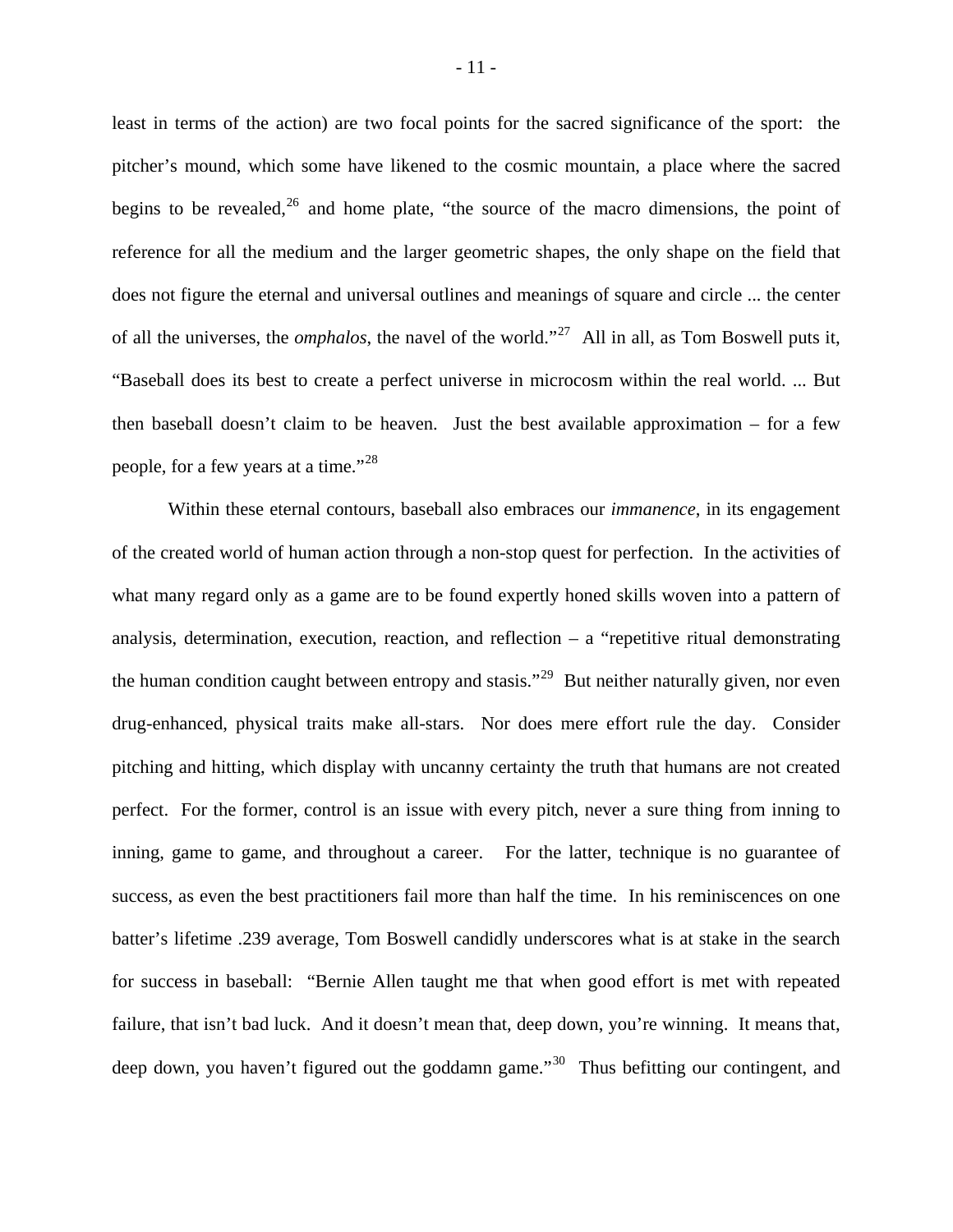least in terms of the action) are two focal points for the sacred significance of the sport: the pitcher's mound, which some have likened to the cosmic mountain, a place where the sacred begins to be revealed,[26] and home plate, "the source of the macro dimensions, the point of reference for all the medium and the larger geometric shapes, the only shape on the field that does not figure the eternal and universal outlines and meanings of square and circle ... the center of all the universes, the *omphalos*, the navel of the world."[27] All in all, as Tom Boswell puts it, "Baseball does its best to create a perfect universe in microcosm within the real world. ... But then baseball doesn't claim to be heaven. Just the best available approximation – for a few people, for a few years at a time."[28]

Within these eternal contours, baseball also embraces our *immanence*, in its engagement of the created world of human action through a non-stop quest for perfection. In the activities of what many regard only as a game are to be found expertly honed skills woven into a pattern of analysis, determination, execution, reaction, and reflection – a "repetitive ritual demonstrating the human condition caught between entropy and stasis."[29] But neither naturally given, nor even drug-enhanced, physical traits make all-stars. Nor does mere effort rule the day. Consider pitching and hitting, which display with uncanny certainty the truth that humans are not created perfect. For the former, control is an issue with every pitch, never a sure thing from inning to inning, game to game, and throughout a career. For the latter, technique is no guarantee of success, as even the best practitioners fail more than half the time. In his reminiscences on one batter's lifetime .239 average, Tom Boswell candidly underscores what is at stake in the search for success in baseball: "Bernie Allen taught me that when good effort is met with repeated failure, that isn't bad luck. And it doesn't mean that, deep down, you're winning. It means that, deep down, you haven't figured out the goddamn game."[30] Thus befitting our contingent, and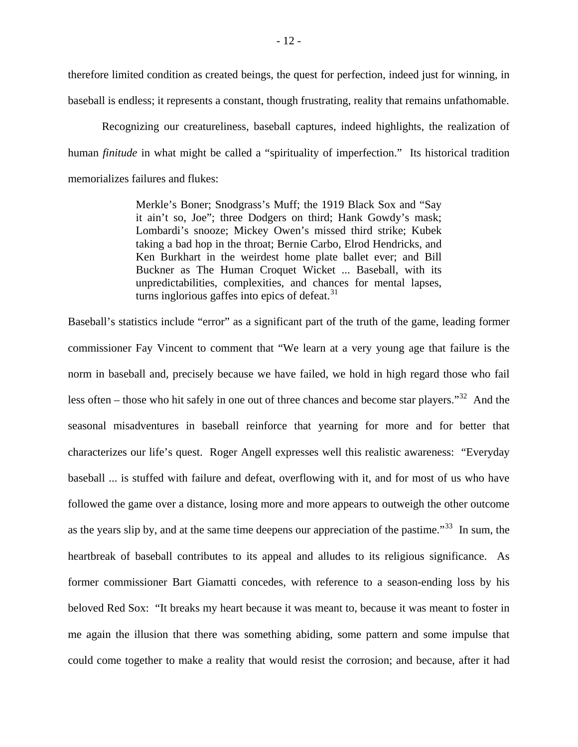therefore limited condition as created beings, the quest for perfection, indeed just for winning, in baseball is endless; it represents a constant, though frustrating, reality that remains unfathomable.

Recognizing our creatureliness, baseball captures, indeed highlights, the realization of human *finitude* in what might be called a "spirituality of imperfection." Its historical tradition memorializes failures and flukes:

> Merkle's Boner; Snodgrass's Muff; the 1919 Black Sox and "Say it ain't so, Joe"; three Dodgers on third; Hank Gowdy's mask; Lombardi's snooze; Mickey Owen's missed third strike; Kubek taking a bad hop in the throat; Bernie Carbo, Elrod Hendricks, and Ken Burkhart in the weirdest home plate ballet ever; and Bill Buckner as The Human Croquet Wicket ... Baseball, with its unpredictabilities, complexities, and chances for mental lapses, turns inglorious gaffes into epics of defeat.[31]

Baseball's statistics include "error" as a significant part of the truth of the game, leading former commissioner Fay Vincent to comment that "We learn at a very young age that failure is the norm in baseball and, precisely because we have failed, we hold in high regard those who fail less often – those who hit safely in one out of three chances and become star players."[32] And the seasonal misadventures in baseball reinforce that yearning for more and for better that characterizes our life's quest. Roger Angell expresses well this realistic awareness: "Everyday baseball ... is stuffed with failure and defeat, overflowing with it, and for most of us who have followed the game over a distance, losing more and more appears to outweigh the other outcome as the years slip by, and at the same time deepens our appreciation of the pastime."[33] In sum, the heartbreak of baseball contributes to its appeal and alludes to its religious significance. As former commissioner Bart Giamatti concedes, with reference to a season-ending loss by his beloved Red Sox: "It breaks my heart because it was meant to, because it was meant to foster in me again the illusion that there was something abiding, some pattern and some impulse that could come together to make a reality that would resist the corrosion; and because, after it had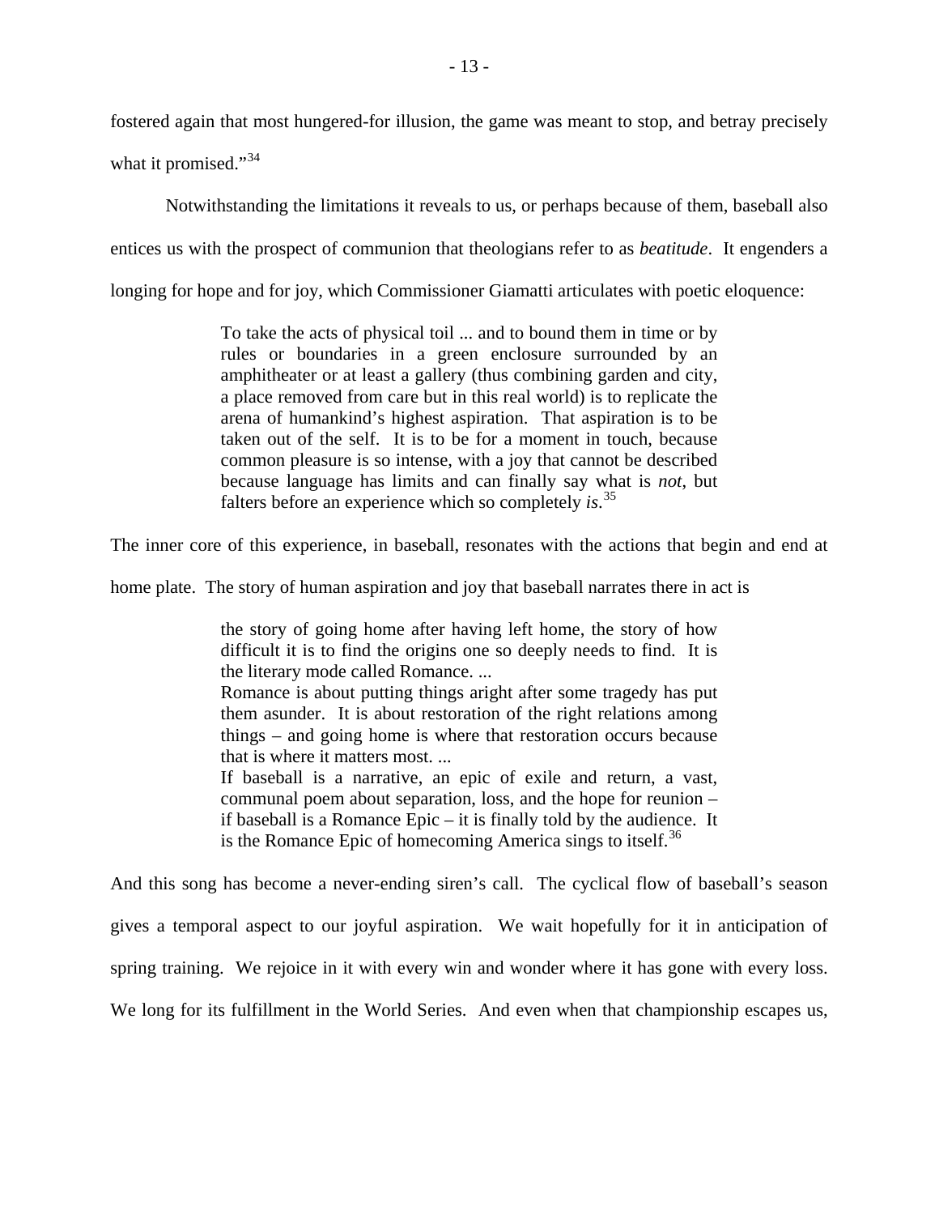fostered again that most hungered-for illusion, the game was meant to stop, and betray precisely what it promised."[34]

Notwithstanding the limitations it reveals to us, or perhaps because of them, baseball also entices us with the prospect of communion that theologians refer to as *beatitude*. It engenders a longing for hope and for joy, which Commissioner Giamatti articulates with poetic eloquence:

> To take the acts of physical toil ... and to bound them in time or by rules or boundaries in a green enclosure surrounded by an amphitheater or at least a gallery (thus combining garden and city, a place removed from care but in this real world) is to replicate the arena of humankind's highest aspiration. That aspiration is to be taken out of the self. It is to be for a moment in touch, because common pleasure is so intense, with a joy that cannot be described because language has limits and can finally say what is *not*, but falters before an experience which so completely *is*.[35]

The inner core of this experience, in baseball, resonates with the actions that begin and end at home plate. The story of human aspiration and joy that baseball narrates there in act is

> the story of going home after having left home, the story of how difficult it is to find the origins one so deeply needs to find. It is the literary mode called Romance. ...
> Romance is about putting things aright after some tragedy has put them asunder. It is about restoration of the right relations among things – and going home is where that restoration occurs because that is where it matters most. ...
> If baseball is a narrative, an epic of exile and return, a vast, communal poem about separation, loss, and the hope for reunion – if baseball is a Romance Epic – it is finally told by the audience. It is the Romance Epic of homecoming America sings to itself.[36]

And this song has become a never-ending siren's call. The cyclical flow of baseball's season gives a temporal aspect to our joyful aspiration. We wait hopefully for it in anticipation of spring training. We rejoice in it with every win and wonder where it has gone with every loss. We long for its fulfillment in the World Series. And even when that championship escapes us,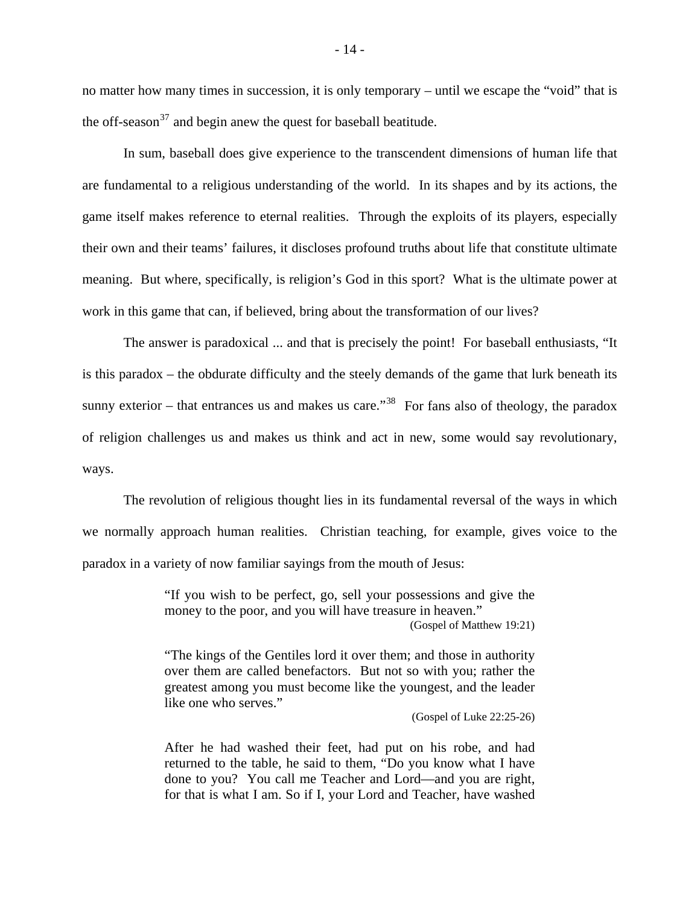no matter how many times in succession, it is only temporary – until we escape the "void" that is the off-season[37] and begin anew the quest for baseball beatitude.

In sum, baseball does give experience to the transcendent dimensions of human life that are fundamental to a religious understanding of the world. In its shapes and by its actions, the game itself makes reference to eternal realities. Through the exploits of its players, especially their own and their teams' failures, it discloses profound truths about life that constitute ultimate meaning. But where, specifically, is religion's God in this sport? What is the ultimate power at work in this game that can, if believed, bring about the transformation of our lives?

The answer is paradoxical ... and that is precisely the point! For baseball enthusiasts, "It is this paradox – the obdurate difficulty and the steely demands of the game that lurk beneath its sunny exterior – that entrances us and makes us care."[38] For fans also of theology, the paradox of religion challenges us and makes us think and act in new, some would say revolutionary, ways.

The revolution of religious thought lies in its fundamental reversal of the ways in which we normally approach human realities. Christian teaching, for example, gives voice to the paradox in a variety of now familiar sayings from the mouth of Jesus:

> "If you wish to be perfect, go, sell your possessions and give the money to the poor, and you will have treasure in heaven."
>
> (Gospel of Matthew 19:21)

> "The kings of the Gentiles lord it over them; and those in authority over them are called benefactors. But not so with you; rather the greatest among you must become like the youngest, and the leader like one who serves."
>
> (Gospel of Luke 22:25-26)

> After he had washed their feet, had put on his robe, and had returned to the table, he said to them, "Do you know what I have done to you? You call me Teacher and Lord—and you are right, for that is what I am. So if I, your Lord and Teacher, have washed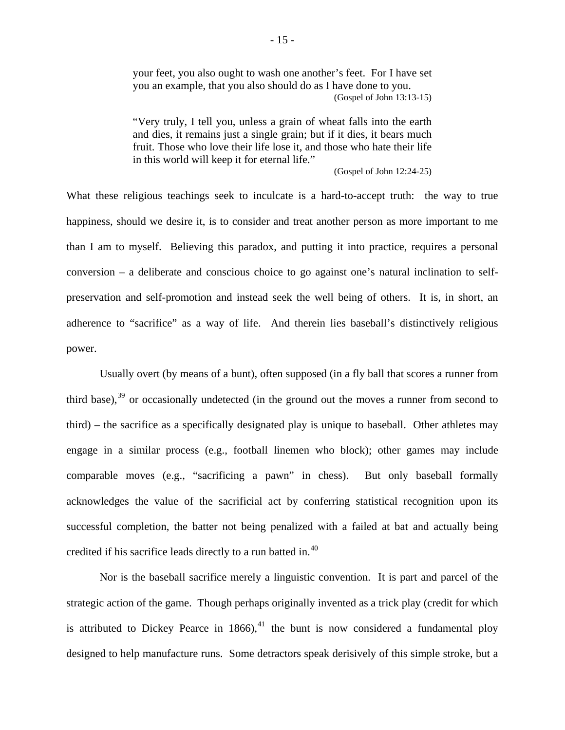> your feet, you also ought to wash one another's feet. For I have set you an example, that you also should do as I have done to you.
>
> (Gospel of John 13:13-15)

> "Very truly, I tell you, unless a grain of wheat falls into the earth and dies, it remains just a single grain; but if it dies, it bears much fruit. Those who love their life lose it, and those who hate their life in this world will keep it for eternal life."
>
> (Gospel of John 12:24-25)

What these religious teachings seek to inculcate is a hard-to-accept truth: the way to true happiness, should we desire it, is to consider and treat another person as more important to me than I am to myself. Believing this paradox, and putting it into practice, requires a personal conversion – a deliberate and conscious choice to go against one's natural inclination to self-preservation and self-promotion and instead seek the well being of others. It is, in short, an adherence to "sacrifice" as a way of life. And therein lies baseball's distinctively religious power.

Usually overt (by means of a bunt), often supposed (in a fly ball that scores a runner from third base),[39] or occasionally undetected (in the ground out the moves a runner from second to third) – the sacrifice as a specifically designated play is unique to baseball. Other athletes may engage in a similar process (e.g., football linemen who block); other games may include comparable moves (e.g., "sacrificing a pawn" in chess). But only baseball formally acknowledges the value of the sacrificial act by conferring statistical recognition upon its successful completion, the batter not being penalized with a failed at bat and actually being credited if his sacrifice leads directly to a run batted in.[40]

Nor is the baseball sacrifice merely a linguistic convention. It is part and parcel of the strategic action of the game. Though perhaps originally invented as a trick play (credit for which is attributed to Dickey Pearce in 1866),[41] the bunt is now considered a fundamental ploy designed to help manufacture runs. Some detractors speak derisively of this simple stroke, but a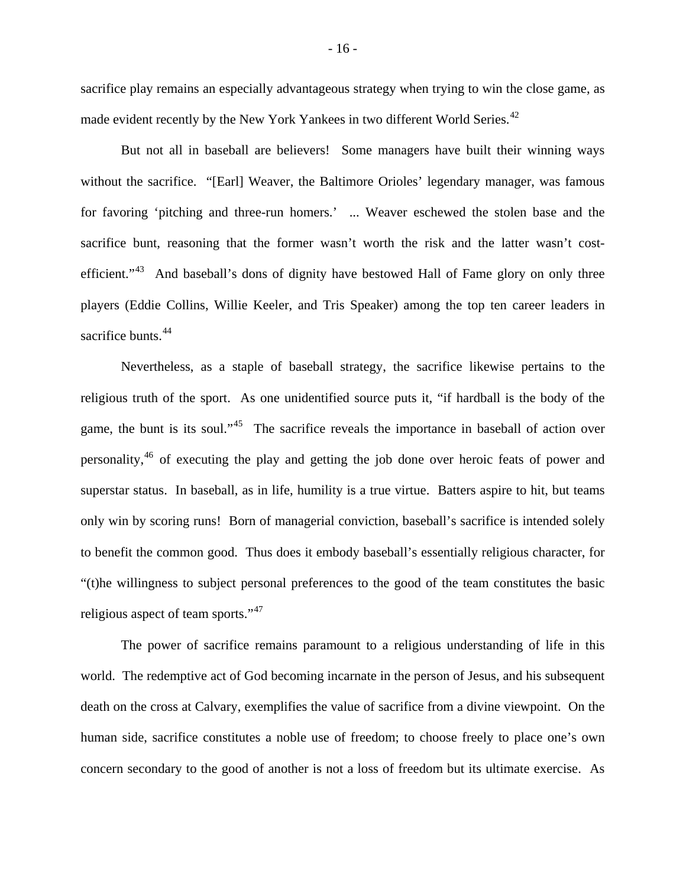sacrifice play remains an especially advantageous strategy when trying to win the close game, as made evident recently by the New York Yankees in two different World Series.[42]

But not all in baseball are believers! Some managers have built their winning ways without the sacrifice. "[Earl] Weaver, the Baltimore Orioles' legendary manager, was famous for favoring 'pitching and three-run homers.' ... Weaver eschewed the stolen base and the sacrifice bunt, reasoning that the former wasn't worth the risk and the latter wasn't cost-efficient."[43] And baseball's dons of dignity have bestowed Hall of Fame glory on only three players (Eddie Collins, Willie Keeler, and Tris Speaker) among the top ten career leaders in sacrifice bunts.[44]

Nevertheless, as a staple of baseball strategy, the sacrifice likewise pertains to the religious truth of the sport. As one unidentified source puts it, "if hardball is the body of the game, the bunt is its soul."[45] The sacrifice reveals the importance in baseball of action over personality,[46] of executing the play and getting the job done over heroic feats of power and superstar status. In baseball, as in life, humility is a true virtue. Batters aspire to hit, but teams only win by scoring runs! Born of managerial conviction, baseball's sacrifice is intended solely to benefit the common good. Thus does it embody baseball's essentially religious character, for "(t)he willingness to subject personal preferences to the good of the team constitutes the basic religious aspect of team sports."[47]

The power of sacrifice remains paramount to a religious understanding of life in this world. The redemptive act of God becoming incarnate in the person of Jesus, and his subsequent death on the cross at Calvary, exemplifies the value of sacrifice from a divine viewpoint. On the human side, sacrifice constitutes a noble use of freedom; to choose freely to place one's own concern secondary to the good of another is not a loss of freedom but its ultimate exercise. As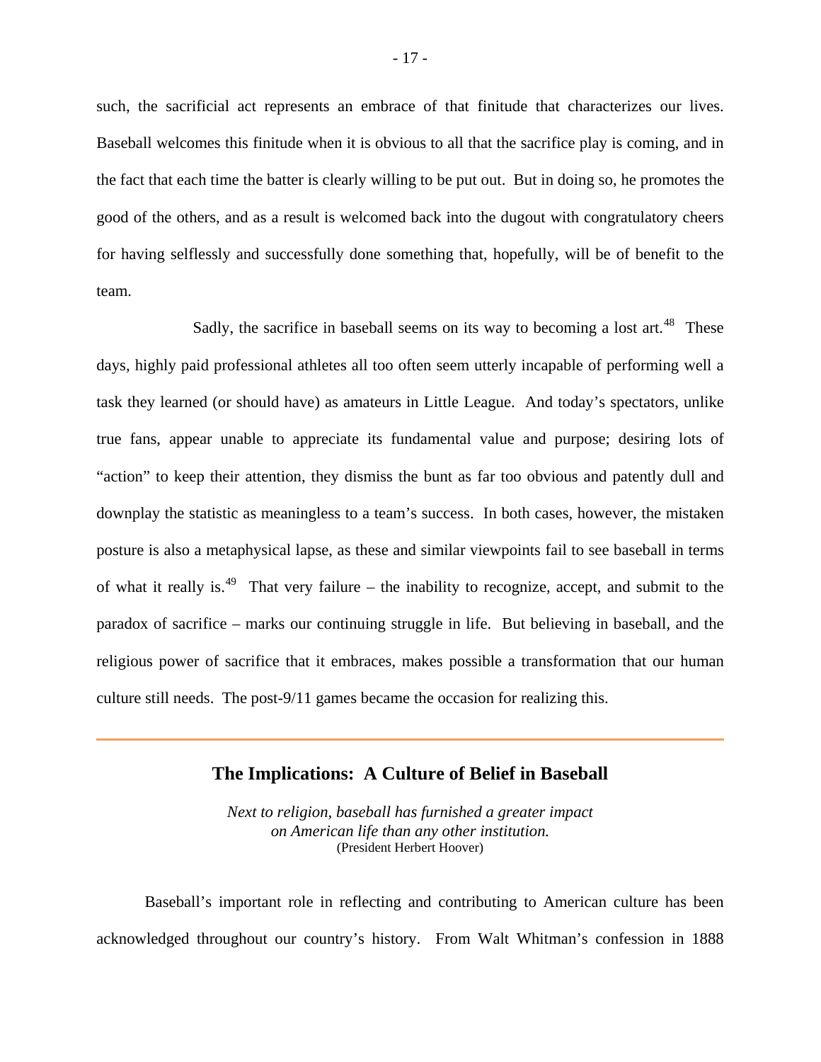such, the sacrificial act represents an embrace of that finitude that characterizes our lives. Baseball welcomes this finitude when it is obvious to all that the sacrifice play is coming, and in the fact that each time the batter is clearly willing to be put out. But in doing so, he promotes the good of the others, and as a result is welcomed back into the dugout with congratulatory cheers for having selflessly and successfully done something that, hopefully, will be of benefit to the team.

Sadly, the sacrifice in baseball seems on its way to becoming a lost art.[48] These days, highly paid professional athletes all too often seem utterly incapable of performing well a task they learned (or should have) as amateurs in Little League. And today's spectators, unlike true fans, appear unable to appreciate its fundamental value and purpose; desiring lots of "action" to keep their attention, they dismiss the bunt as far too obvious and patently dull and downplay the statistic as meaningless to a team's success. In both cases, however, the mistaken posture is also a metaphysical lapse, as these and similar viewpoints fail to see baseball in terms of what it really is.[49] That very failure – the inability to recognize, accept, and submit to the paradox of sacrifice – marks our continuing struggle in life. But believing in baseball, and the religious power of sacrifice that it embraces, makes possible a transformation that our human culture still needs. The post-9/11 games became the occasion for realizing this.

---

## The Implications: A Culture of Belief in Baseball

*Next to religion, baseball has furnished a greater impact on American life than any other institution.*
(President Herbert Hoover)

Baseball's important role in reflecting and contributing to American culture has been acknowledged throughout our country's history. From Walt Whitman's confession in 1888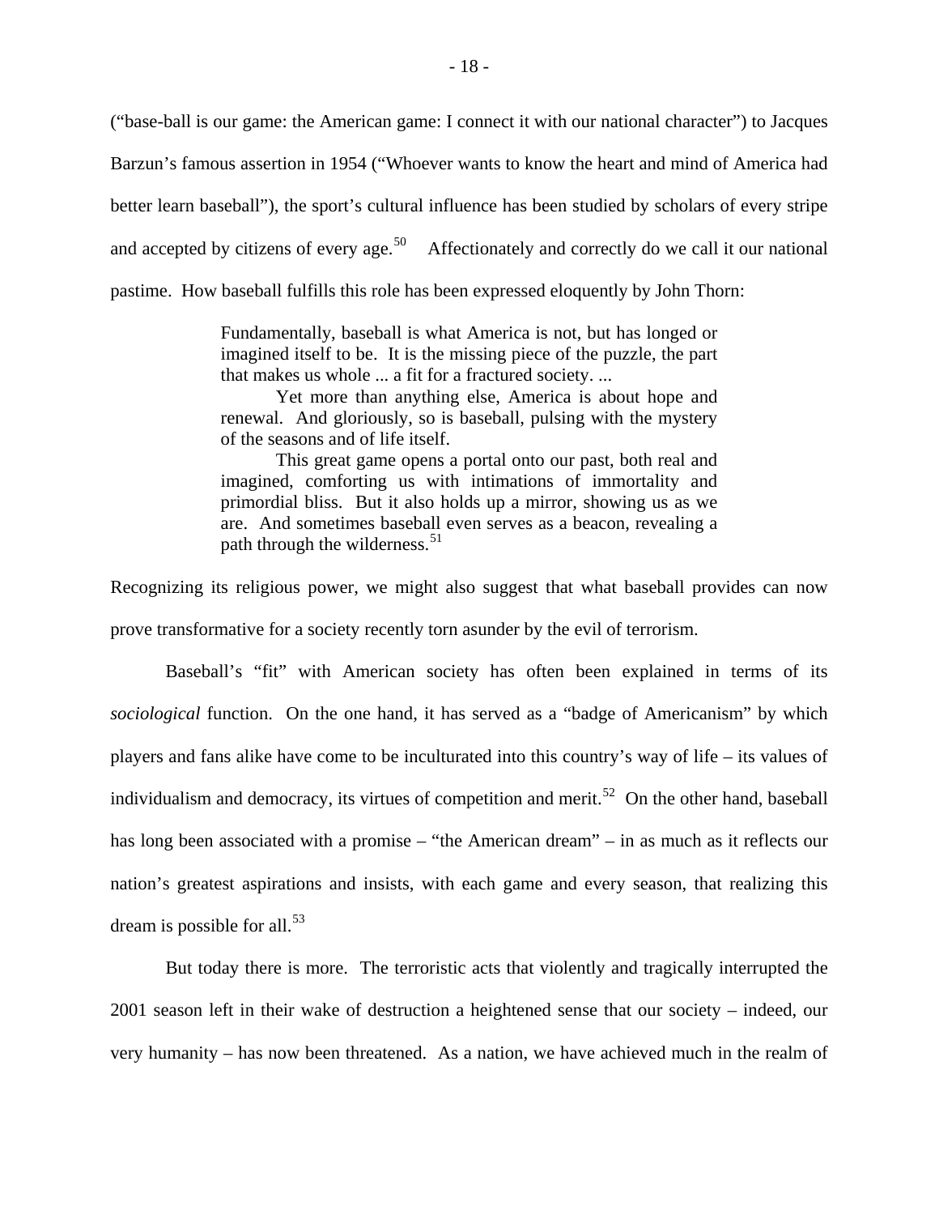("base-ball is our game: the American game: I connect it with our national character") to Jacques Barzun's famous assertion in 1954 ("Whoever wants to know the heart and mind of America had better learn baseball"), the sport's cultural influence has been studied by scholars of every stripe and accepted by citizens of every age.[50] Affectionately and correctly do we call it our national pastime. How baseball fulfills this role has been expressed eloquently by John Thorn:

> Fundamentally, baseball is what America is not, but has longed or imagined itself to be. It is the missing piece of the puzzle, the part that makes us whole ... a fit for a fractured society. ...
>
> Yet more than anything else, America is about hope and renewal. And gloriously, so is baseball, pulsing with the mystery of the seasons and of life itself.
>
> This great game opens a portal onto our past, both real and imagined, comforting us with intimations of immortality and primordial bliss. But it also holds up a mirror, showing us as we are. And sometimes baseball even serves as a beacon, revealing a path through the wilderness.[51]

Recognizing its religious power, we might also suggest that what baseball provides can now prove transformative for a society recently torn asunder by the evil of terrorism.

Baseball's "fit" with American society has often been explained in terms of its *sociological* function. On the one hand, it has served as a "badge of Americanism" by which players and fans alike have come to be inculturated into this country's way of life – its values of individualism and democracy, its virtues of competition and merit.[52] On the other hand, baseball has long been associated with a promise – "the American dream" – in as much as it reflects our nation's greatest aspirations and insists, with each game and every season, that realizing this dream is possible for all.[53]

But today there is more. The terroristic acts that violently and tragically interrupted the 2001 season left in their wake of destruction a heightened sense that our society – indeed, our very humanity – has now been threatened. As a nation, we have achieved much in the realm of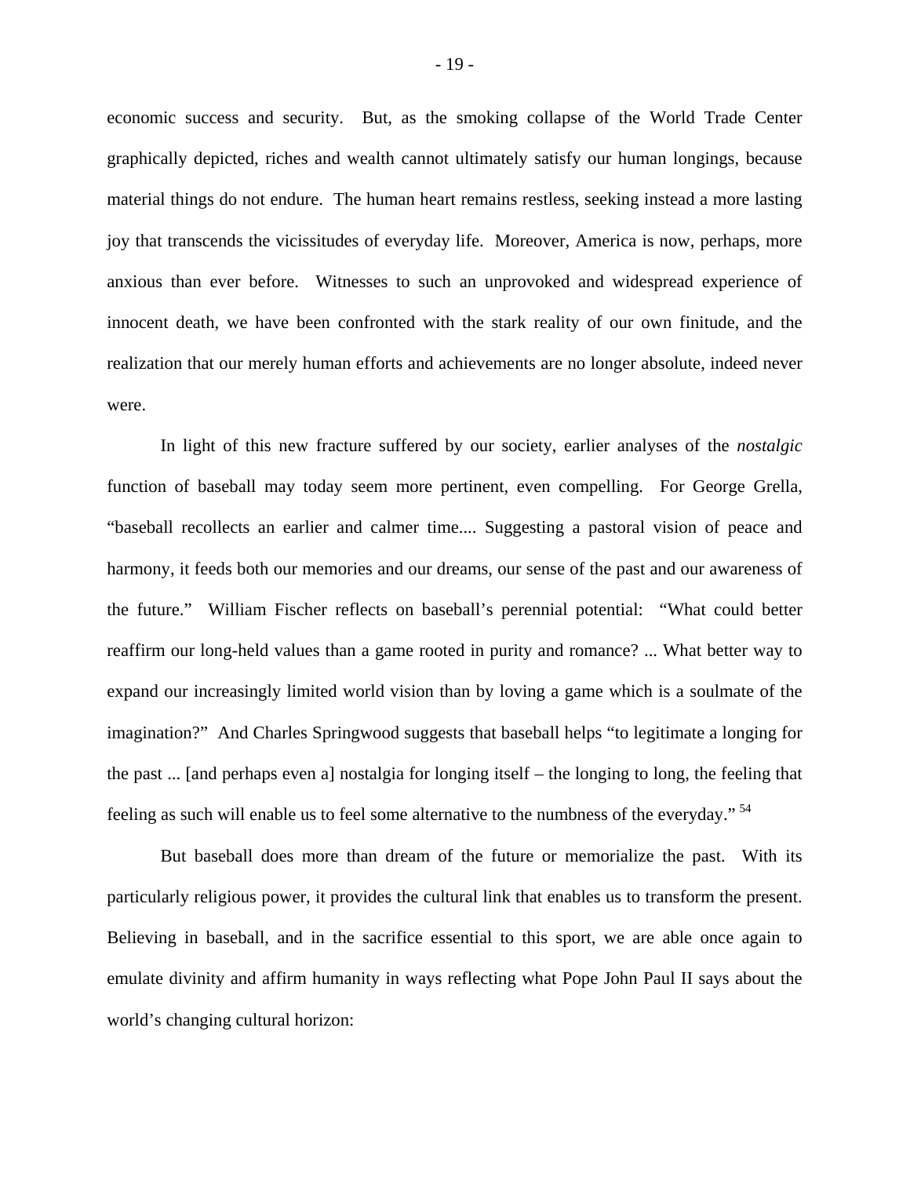economic success and security. But, as the smoking collapse of the World Trade Center graphically depicted, riches and wealth cannot ultimately satisfy our human longings, because material things do not endure. The human heart remains restless, seeking instead a more lasting joy that transcends the vicissitudes of everyday life. Moreover, America is now, perhaps, more anxious than ever before. Witnesses to such an unprovoked and widespread experience of innocent death, we have been confronted with the stark reality of our own finitude, and the realization that our merely human efforts and achievements are no longer absolute, indeed never were.

In light of this new fracture suffered by our society, earlier analyses of the *nostalgic* function of baseball may today seem more pertinent, even compelling. For George Grella, "baseball recollects an earlier and calmer time.... Suggesting a pastoral vision of peace and harmony, it feeds both our memories and our dreams, our sense of the past and our awareness of the future." William Fischer reflects on baseball's perennial potential: "What could better reaffirm our long-held values than a game rooted in purity and romance? ... What better way to expand our increasingly limited world vision than by loving a game which is a soulmate of the imagination?" And Charles Springwood suggests that baseball helps "to legitimate a longing for the past ... [and perhaps even a] nostalgia for longing itself – the longing to long, the feeling that feeling as such will enable us to feel some alternative to the numbness of the everyday." [54]

But baseball does more than dream of the future or memorialize the past. With its particularly religious power, it provides the cultural link that enables us to transform the present. Believing in baseball, and in the sacrifice essential to this sport, we are able once again to emulate divinity and affirm humanity in ways reflecting what Pope John Paul II says about the world's changing cultural horizon: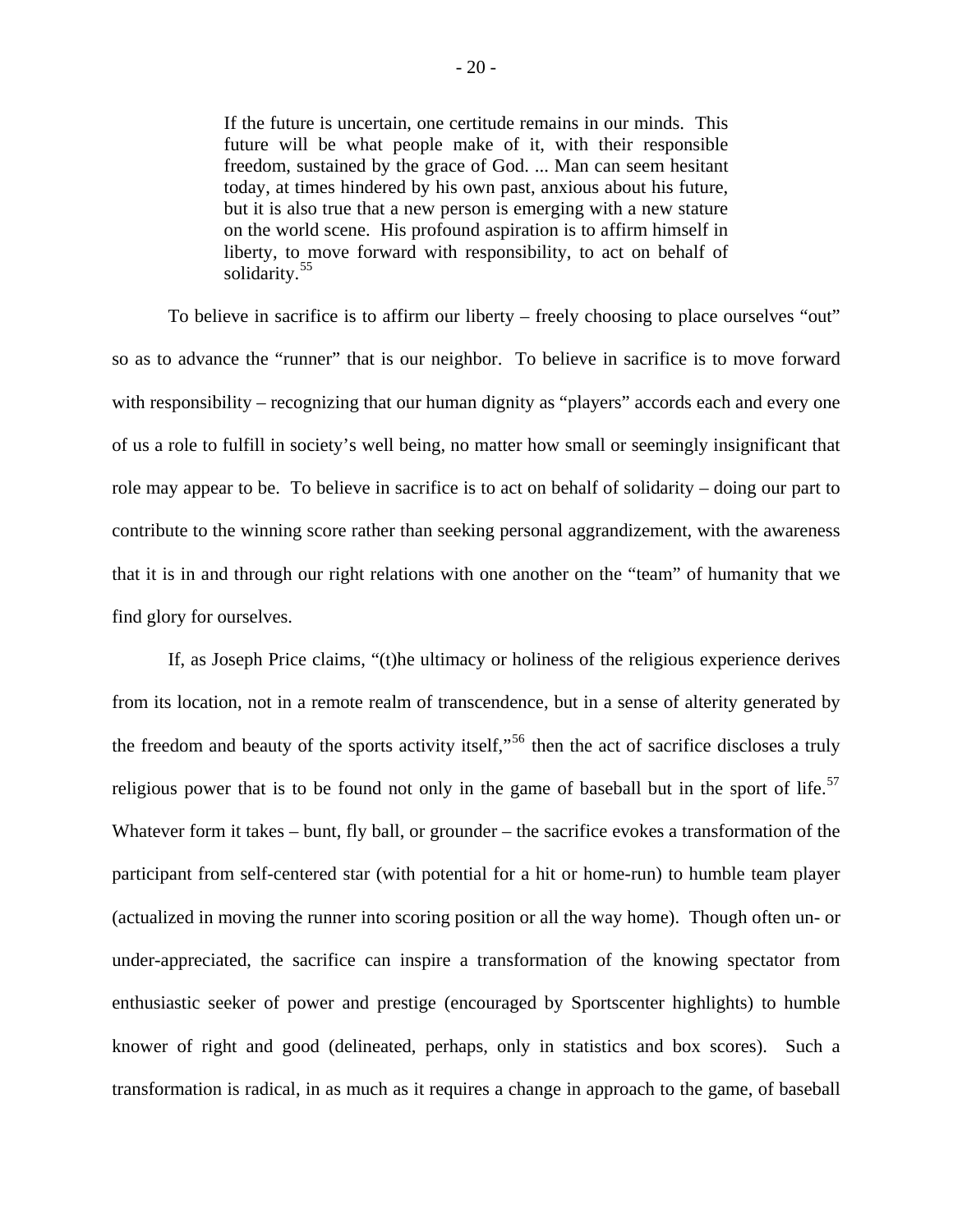> If the future is uncertain, one certitude remains in our minds. This future will be what people make of it, with their responsible freedom, sustained by the grace of God. ... Man can seem hesitant today, at times hindered by his own past, anxious about his future, but it is also true that a new person is emerging with a new stature on the world scene. His profound aspiration is to affirm himself in liberty, to move forward with responsibility, to act on behalf of solidarity.[55]

To believe in sacrifice is to affirm our liberty – freely choosing to place ourselves "out" so as to advance the "runner" that is our neighbor. To believe in sacrifice is to move forward with responsibility – recognizing that our human dignity as "players" accords each and every one of us a role to fulfill in society's well being, no matter how small or seemingly insignificant that role may appear to be. To believe in sacrifice is to act on behalf of solidarity – doing our part to contribute to the winning score rather than seeking personal aggrandizement, with the awareness that it is in and through our right relations with one another on the "team" of humanity that we find glory for ourselves.

If, as Joseph Price claims, "(t)he ultimacy or holiness of the religious experience derives from its location, not in a remote realm of transcendence, but in a sense of alterity generated by the freedom and beauty of the sports activity itself,"[56] then the act of sacrifice discloses a truly religious power that is to be found not only in the game of baseball but in the sport of life.[57] Whatever form it takes – bunt, fly ball, or grounder – the sacrifice evokes a transformation of the participant from self-centered star (with potential for a hit or home-run) to humble team player (actualized in moving the runner into scoring position or all the way home). Though often un- or under-appreciated, the sacrifice can inspire a transformation of the knowing spectator from enthusiastic seeker of power and prestige (encouraged by Sportscenter highlights) to humble knower of right and good (delineated, perhaps, only in statistics and box scores). Such a transformation is radical, in as much as it requires a change in approach to the game, of baseball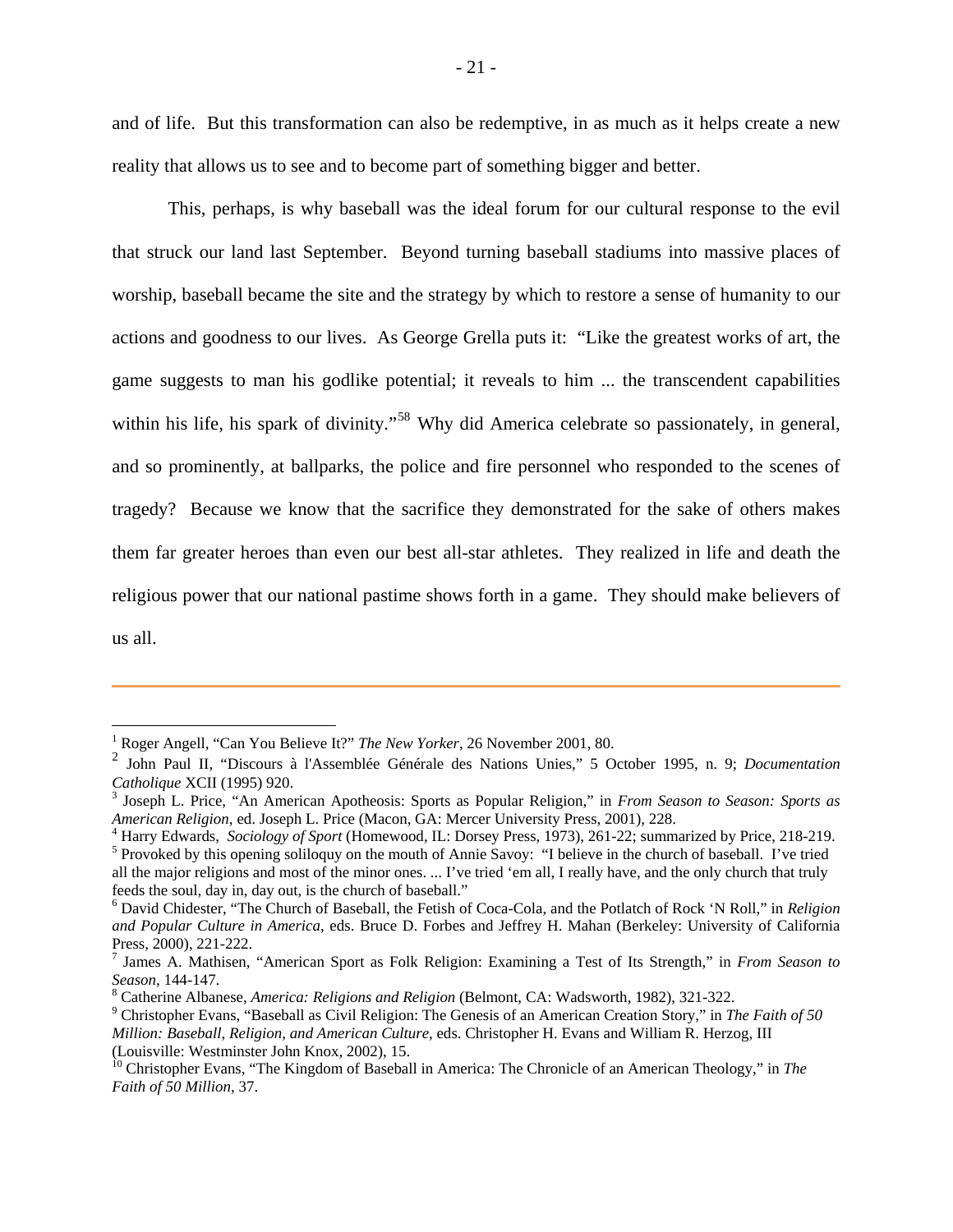and of life. But this transformation can also be redemptive, in as much as it helps create a new reality that allows us to see and to become part of something bigger and better.

This, perhaps, is why baseball was the ideal forum for our cultural response to the evil that struck our land last September. Beyond turning baseball stadiums into massive places of worship, baseball became the site and the strategy by which to restore a sense of humanity to our actions and goodness to our lives. As George Grella puts it: "Like the greatest works of art, the game suggests to man his godlike potential; it reveals to him ... the transcendent capabilities within his life, his spark of divinity."[58] Why did America celebrate so passionately, in general, and so prominently, at ballparks, the police and fire personnel who responded to the scenes of tragedy? Because we know that the sacrifice they demonstrated for the sake of others makes them far greater heroes than even our best all-star athletes. They realized in life and death the religious power that our national pastime shows forth in a game. They should make believers of us all.

---

[1] Roger Angell, "Can You Believe It?" *The New Yorker*, 26 November 2001, 80.

[2] John Paul II, "Discours à l'Assemblée Générale des Nations Unies," 5 October 1995, n. 9; *Documentation Catholique* XCII (1995) 920.

[3] Joseph L. Price, "An American Apotheosis: Sports as Popular Religion," in *From Season to Season: Sports as American Religion*, ed. Joseph L. Price (Macon, GA: Mercer University Press, 2001), 228.

[4] Harry Edwards, *Sociology of Sport* (Homewood, IL: Dorsey Press, 1973), 261-22; summarized by Price, 218-219.

[5] Provoked by this opening soliloquy on the mouth of Annie Savoy: "I believe in the church of baseball. I've tried all the major religions and most of the minor ones. ... I've tried 'em all, I really have, and the only church that truly feeds the soul, day in, day out, is the church of baseball."

[6] David Chidester, "The Church of Baseball, the Fetish of Coca-Cola, and the Potlatch of Rock 'N Roll," in *Religion and Popular Culture in America*, eds. Bruce D. Forbes and Jeffrey H. Mahan (Berkeley: University of California Press, 2000), 221-222.

[7] James A. Mathisen, "American Sport as Folk Religion: Examining a Test of Its Strength," in *From Season to Season*, 144-147.

[8] Catherine Albanese, *America: Religions and Religion* (Belmont, CA: Wadsworth, 1982), 321-322.

[9] Christopher Evans, "Baseball as Civil Religion: The Genesis of an American Creation Story," in *The Faith of 50 Million: Baseball, Religion, and American Culture*, eds. Christopher H. Evans and William R. Herzog, III (Louisville: Westminster John Knox, 2002), 15.

[10] Christopher Evans, "The Kingdom of Baseball in America: The Chronicle of an American Theology," in *The Faith of 50 Million*, 37.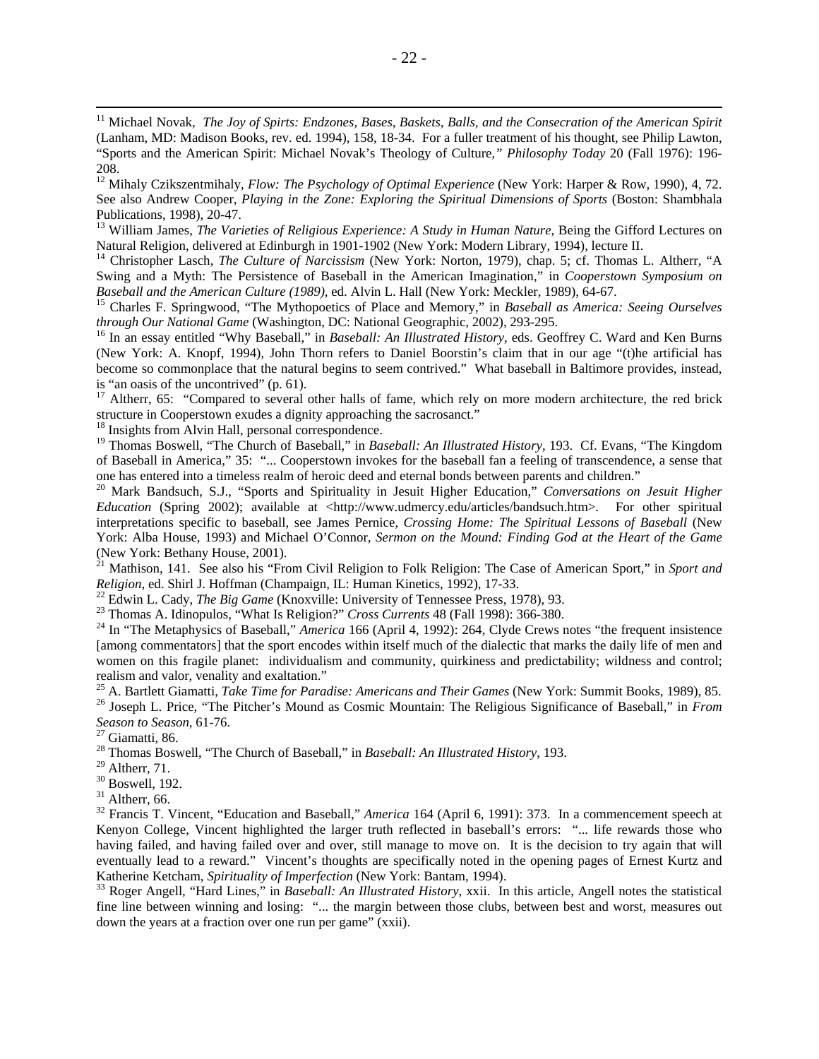[11] Michael Novak, *The Joy of Spirts: Endzones, Bases, Baskets, Balls, and the Consecration of the American Spirit* (Lanham, MD: Madison Books, rev. ed. 1994), 158, 18-34. For a fuller treatment of his thought, see Philip Lawton, "Sports and the American Spirit: Michael Novak's Theology of Culture," *Philosophy Today* 20 (Fall 1976): 196-208.

[12] Mihaly Czikszentmihaly, *Flow: The Psychology of Optimal Experience* (New York: Harper & Row, 1990), 4, 72. See also Andrew Cooper, *Playing in the Zone: Exploring the Spiritual Dimensions of Sports* (Boston: Shambhala Publications, 1998), 20-47.

[13] William James, *The Varieties of Religious Experience: A Study in Human Nature*, Being the Gifford Lectures on Natural Religion, delivered at Edinburgh in 1901-1902 (New York: Modern Library, 1994), lecture II.

[14] Christopher Lasch, *The Culture of Narcissism* (New York: Norton, 1979), chap. 5; cf. Thomas L. Altherr, "A Swing and a Myth: The Persistence of Baseball in the American Imagination," in *Cooperstown Symposium on Baseball and the American Culture (1989)*, ed. Alvin L. Hall (New York: Meckler, 1989), 64-67.

[15] Charles F. Springwood, "The Mythopoetics of Place and Memory," in *Baseball as America: Seeing Ourselves through Our National Game* (Washington, DC: National Geographic, 2002), 293-295.

[16] In an essay entitled "Why Baseball," in *Baseball: An Illustrated History*, eds. Geoffrey C. Ward and Ken Burns (New York: A. Knopf, 1994), John Thorn refers to Daniel Boorstin's claim that in our age "(t)he artificial has become so commonplace that the natural begins to seem contrived." What baseball in Baltimore provides, instead, is "an oasis of the uncontrived" (p. 61).

[17] Altherr, 65: "Compared to several other halls of fame, which rely on more modern architecture, the red brick structure in Cooperstown exudes a dignity approaching the sacrosanct."

[18] Insights from Alvin Hall, personal correspondence.

[19] Thomas Boswell, "The Church of Baseball," in *Baseball: An Illustrated History*, 193. Cf. Evans, "The Kingdom of Baseball in America," 35: "... Cooperstown invokes for the baseball fan a feeling of transcendence, a sense that one has entered into a timeless realm of heroic deed and eternal bonds between parents and children."

[20] Mark Bandsuch, S.J., "Sports and Spirituality in Jesuit Higher Education," *Conversations on Jesuit Higher Education* (Spring 2002); available at <http://www.udmercy.edu/articles/bandsuch.htm>. For other spiritual interpretations specific to baseball, see James Pernice, *Crossing Home: The Spiritual Lessons of Baseball* (New York: Alba House, 1993) and Michael O'Connor, *Sermon on the Mound: Finding God at the Heart of the Game* (New York: Bethany House, 2001).

[21] Mathison, 141. See also his "From Civil Religion to Folk Religion: The Case of American Sport," in *Sport and Religion*, ed. Shirl J. Hoffman (Champaign, IL: Human Kinetics, 1992), 17-33.

[22] Edwin L. Cady, *The Big Game* (Knoxville: University of Tennessee Press, 1978), 93.

[23] Thomas A. Idinopulos, "What Is Religion?" *Cross Currents* 48 (Fall 1998): 366-380.

[24] In "The Metaphysics of Baseball," *America* 166 (April 4, 1992): 264, Clyde Crews notes "the frequent insistence [among commentators] that the sport encodes within itself much of the dialectic that marks the daily life of men and women on this fragile planet: individualism and community, quirkiness and predictability; wildness and control; realism and valor, venality and exaltation."

[25] A. Bartlett Giamatti, *Take Time for Paradise: Americans and Their Games* (New York: Summit Books, 1989), 85.

[26] Joseph L. Price, "The Pitcher's Mound as Cosmic Mountain: The Religious Significance of Baseball," in *From Season to Season*, 61-76.

[27] Giamatti, 86.

[28] Thomas Boswell, "The Church of Baseball," in *Baseball: An Illustrated History*, 193.

[29] Altherr, 71.

[30] Boswell, 192.

[31] Altherr, 66.

[32] Francis T. Vincent, "Education and Baseball," *America* 164 (April 6, 1991): 373. In a commencement speech at Kenyon College, Vincent highlighted the larger truth reflected in baseball's errors: "... life rewards those who having failed, and having failed over and over, still manage to move on. It is the decision to try again that will eventually lead to a reward." Vincent's thoughts are specifically noted in the opening pages of Ernest Kurtz and Katherine Ketcham, *Spirituality of Imperfection* (New York: Bantam, 1994).

[33] Roger Angell, "Hard Lines," in *Baseball: An Illustrated History*, xxii. In this article, Angell notes the statistical fine line between winning and losing: "... the margin between those clubs, between best and worst, measures out down the years at a fraction over one run per game" (xxii).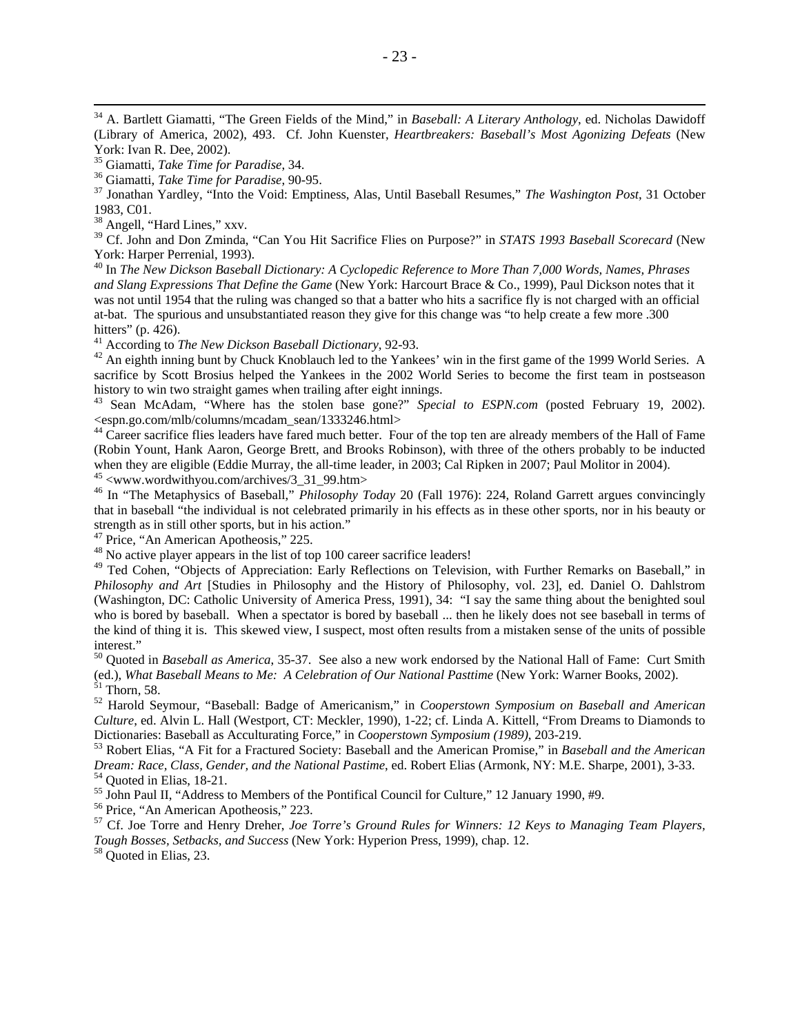[34] A. Bartlett Giamatti, "The Green Fields of the Mind," in *Baseball: A Literary Anthology*, ed. Nicholas Dawidoff (Library of America, 2002), 493. Cf. John Kuenster, *Heartbreakers: Baseball's Most Agonizing Defeats* (New York: Ivan R. Dee, 2002).

[35] Giamatti, *Take Time for Paradise*, 34.

[36] Giamatti, *Take Time for Paradise*, 90-95.

[37] Jonathan Yardley, "Into the Void: Emptiness, Alas, Until Baseball Resumes," *The Washington Post*, 31 October 1983, C01.

[38] Angell, "Hard Lines," xxv.

[39] Cf. John and Don Zminda, "Can You Hit Sacrifice Flies on Purpose?" in *STATS 1993 Baseball Scorecard* (New York: Harper Perrenial, 1993).

[40] In *The New Dickson Baseball Dictionary: A Cyclopedic Reference to More Than 7,000 Words, Names, Phrases and Slang Expressions That Define the Game* (New York: Harcourt Brace & Co., 1999), Paul Dickson notes that it was not until 1954 that the ruling was changed so that a batter who hits a sacrifice fly is not charged with an official at-bat. The spurious and unsubstantiated reason they give for this change was "to help create a few more .300 hitters" (p. 426).

[41] According to *The New Dickson Baseball Dictionary*, 92-93.

[42] An eighth inning bunt by Chuck Knoblauch led to the Yankees' win in the first game of the 1999 World Series. A sacrifice by Scott Brosius helped the Yankees in the 2002 World Series to become the first team in postseason history to win two straight games when trailing after eight innings.

[43] Sean McAdam, "Where has the stolen base gone?" *Special to ESPN.com* (posted February 19, 2002). <espn.go.com/mlb/columns/mcadam_sean/1333246.html>

[44] Career sacrifice flies leaders have fared much better. Four of the top ten are already members of the Hall of Fame (Robin Yount, Hank Aaron, George Brett, and Brooks Robinson), with three of the others probably to be inducted when they are eligible (Eddie Murray, the all-time leader, in 2003; Cal Ripken in 2007; Paul Molitor in 2004).

[45] <www.wordwithyou.com/archives/3_31_99.htm>

[46] In "The Metaphysics of Baseball," *Philosophy Today* 20 (Fall 1976): 224, Roland Garrett argues convincingly that in baseball "the individual is not celebrated primarily in his effects as in these other sports, nor in his beauty or strength as in still other sports, but in his action."

[47] Price, "An American Apotheosis," 225.

[48] No active player appears in the list of top 100 career sacrifice leaders!

[49] Ted Cohen, "Objects of Appreciation: Early Reflections on Television, with Further Remarks on Baseball," in *Philosophy and Art* [Studies in Philosophy and the History of Philosophy, vol. 23], ed. Daniel O. Dahlstrom (Washington, DC: Catholic University of America Press, 1991), 34: "I say the same thing about the benighted soul who is bored by baseball. When a spectator is bored by baseball ... then he likely does not see baseball in terms of the kind of thing it is. This skewed view, I suspect, most often results from a mistaken sense of the units of possible interest."

[50] Quoted in *Baseball as America*, 35-37. See also a new work endorsed by the National Hall of Fame: Curt Smith (ed.), *What Baseball Means to Me: A Celebration of Our National Pasttime* (New York: Warner Books, 2002).

[51] Thorn, 58.

[52] Harold Seymour, "Baseball: Badge of Americanism," in *Cooperstown Symposium on Baseball and American Culture*, ed. Alvin L. Hall (Westport, CT: Meckler, 1990), 1-22; cf. Linda A. Kittell, "From Dreams to Diamonds to Dictionaries: Baseball as Acculturating Force," in *Cooperstown Symposium (1989)*, 203-219.

[53] Robert Elias, "A Fit for a Fractured Society: Baseball and the American Promise," in *Baseball and the American Dream: Race, Class, Gender, and the National Pastime*, ed. Robert Elias (Armonk, NY: M.E. Sharpe, 2001), 3-33.

[54] Quoted in Elias, 18-21.

[55] John Paul II, "Address to Members of the Pontifical Council for Culture," 12 January 1990, #9.

[56] Price, "An American Apotheosis," 223.

[57] Cf. Joe Torre and Henry Dreher, *Joe Torre's Ground Rules for Winners: 12 Keys to Managing Team Players, Tough Bosses, Setbacks, and Success* (New York: Hyperion Press, 1999), chap. 12.

[58] Quoted in Elias, 23.